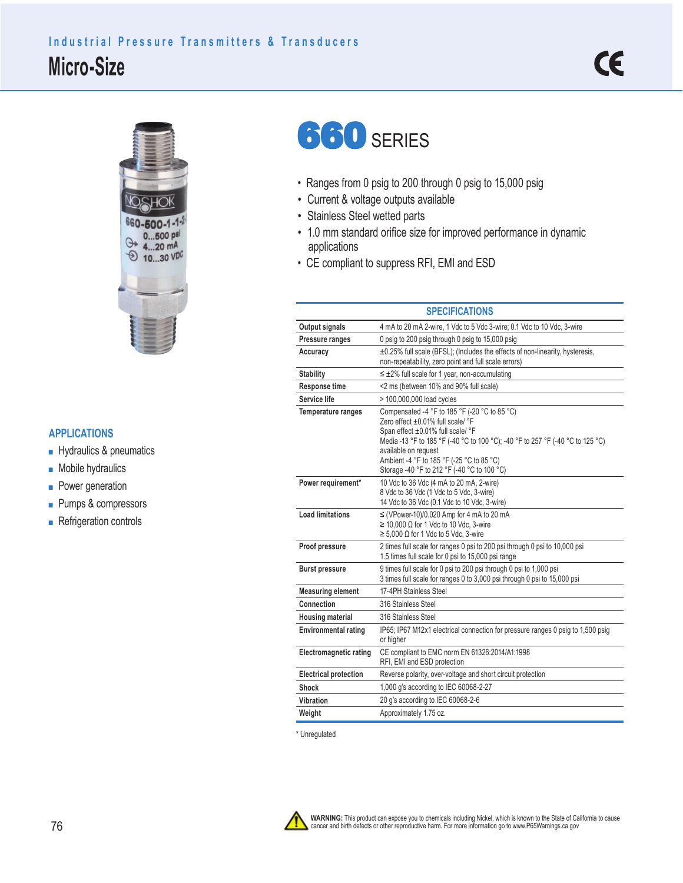Industrial Pressure Transmitters & Transducers

# Micro-Size

# 660 SERIES

- Ranges from 0 psig to 200 through 0 psig to 15,000 psig
- Current & voltage outputs available
- Stainless Steel wetted parts
- 1.0 mm standard orifice size for improved performance in dynamic applications
- CE compliant to suppress RFI, EMI and ESD

## APPLICATIONS

- Hydraulics & pneumatics
- Mobile hydraulics
- Power generation
- Pumps & compressors
- Refrigeration controls

## SPECIFICATIONS

| | |
|---|---|
| **Output signals** | 4 mA to 20 mA 2-wire, 1 Vdc to 5 Vdc 3-wire; 0.1 Vdc to 10 Vdc, 3-wire |
| **Pressure ranges** | 0 psig to 200 psig through 0 psig to 15,000 psig |
| **Accuracy** | ±0.25% full scale (BFSL); (Includes the effects of non-linearity, hysteresis, non-repeatability, zero point and full scale errors) |
| **Stability** | ≤ ±2% full scale for 1 year, non-accumulating |
| **Response time** | <2 ms (between 10% and 90% full scale) |
| **Service life** | > 100,000,000 load cycles |
| **Temperature ranges** | Compensated -4 °F to 185 °F (-20 °C to 85 °C)<br>Zero effect ±0.01% full scale/ °F<br>Span effect ±0.01% full scale/ °F<br>Media -13 °F to 185 °F (-40 °C to 100 °C); -40 °F to 257 °F (-40 °C to 125 °C) available on request<br>Ambient -4 °F to 185 °F (-25 °C to 85 °C)<br>Storage -40 °F to 212 °F (-40 °C to 100 °C) |
| **Power requirement*** | 10 Vdc to 36 Vdc (4 mA to 20 mA, 2-wire)<br>8 Vdc to 36 Vdc (1 Vdc to 5 Vdc, 3-wire)<br>14 Vdc to 36 Vdc (0.1 Vdc to 10 Vdc, 3-wire) |
| **Load limitations** | ≤ (VPower-10)/0.020 Amp for 4 mA to 20 mA<br>≥ 10,000 Ω for 1 Vdc to 10 Vdc, 3-wire<br>≥ 5,000 Ω for 1 Vdc to 5 Vdc, 3-wire |
| **Proof pressure** | 2 times full scale for ranges 0 psi to 200 psi through 0 psi to 10,000 psi<br>1.5 times full scale for 0 psi to 15,000 psi range |
| **Burst pressure** | 9 times full scale for 0 psi to 200 psi through 0 psi to 1,000 psi<br>3 times full scale for ranges 0 to 3,000 psi through 0 psi to 15,000 psi |
| **Measuring element** | 17-4PH Stainless Steel |
| **Connection** | 316 Stainless Steel |
| **Housing material** | 316 Stainless Steel |
| **Environmental rating** | IP65; IP67 M12x1 electrical connection for pressure ranges 0 psig to 1,500 psig or higher |
| **Electromagnetic rating** | CE compliant to EMC norm EN 61326:2014/A1:1998<br>RFI, EMI and ESD protection |
| **Electrical protection** | Reverse polarity, over-voltage and short circuit protection |
| **Shock** | 1,000 g's according to IEC 60068-2-27 |
| **Vibration** | 20 g's according to IEC 60068-2-6 |
| **Weight** | Approximately 1.75 oz. |

* Unregulated

**WARNING:** This product can expose you to chemicals including Nickel, which is known to the State of California to cause cancer and birth defects or other reproductive harm. For more information go to www.P65Warnings.ca.gov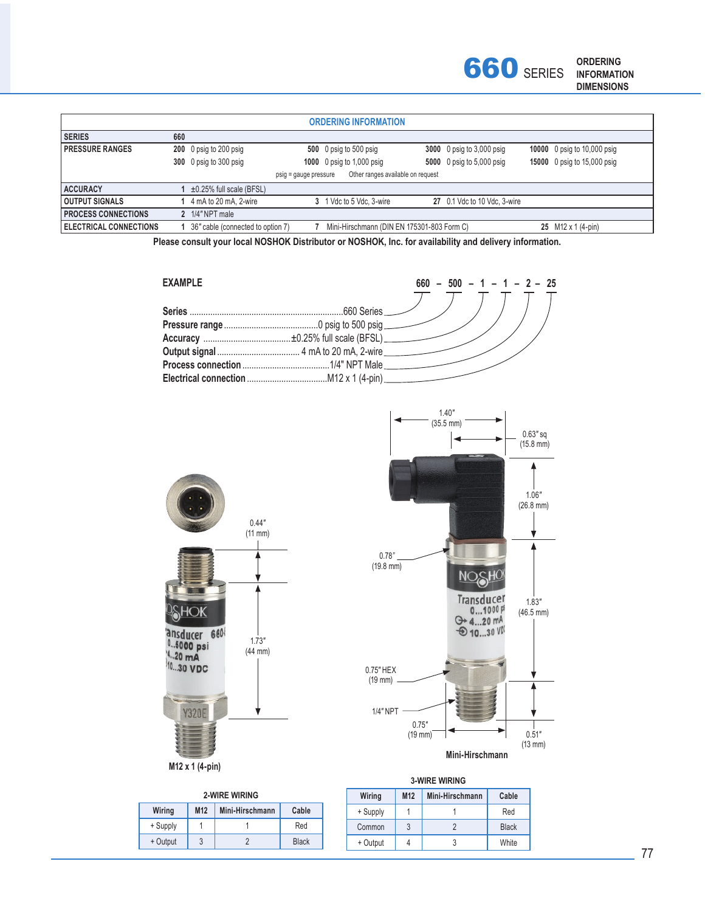## ORDERING INFORMATION

| | | | | |
|---|---|---|---|---|
| **SERIES** | **660** | | | |
| **PRESSURE RANGES** | **200** 0 psig to 200 psig | **500** 0 psig to 500 psig | **3000** 0 psig to 3,000 psig | **10000** 0 psig to 10,000 psig |
| | **300** 0 psig to 300 psig | **1000** 0 psig to 1,000 psig | **5000** 0 psig to 5,000 psig | **15000** 0 psig to 15,000 psig |
| | psig = gauge pressure | Other ranges available on request | | |
| **ACCURACY** | **1** ±0.25% full scale (BFSL) | | | |
| **OUTPUT SIGNALS** | **1** 4 mA to 20 mA, 2-wire | **3** 1 Vdc to 5 Vdc, 3-wire | **27** 0.1 Vdc to 10 Vdc, 3-wire | |
| **PROCESS CONNECTIONS** | **2** 1/4" NPT male | | | |
| **ELECTRICAL CONNECTIONS** | **1** 36" cable (connected to option 7) | **7** Mini-Hirschmann (DIN EN 175301-803 Form C) | | **25** M12 x 1 (4-pin) |

**Please consult your local NOSHOK Distributor or NOSHOK, Inc. for availability and delivery information.**

### EXAMPLE

**660 – 500 – 1 – 1 – 2 – 25**

- **Series** ........ 660 Series
- **Pressure range** ........ 0 psig to 500 psig
- **Accuracy** ........ ±0.25% full scale (BFSL)
- **Output signal** ........ 4 mA to 20 mA, 2-wire
- **Process connection** ........ 1/4" NPT Male
- **Electrical connection** ........ M12 x 1 (4-pin)

0.44" (11 mm)

1.73" (44 mm)

**M12 x 1 (4-pin)**

1.40" (35.5 mm)

0.63" sq (15.8 mm)

1.06" (26.8 mm)

0.78" (19.8 mm)

1.83" (46.5 mm)

0.75" HEX (19 mm)

1/4" NPT

0.75" (19 mm)

0.51" (13 mm)

**Mini-Hirschmann**

**2-WIRE WIRING**

| Wiring | M12 | Mini-Hirschmann | Cable |
|---|---|---|---|
| + Supply | 1 | 1 | Red |
| + Output | 3 | 2 | Black |

**3-WIRE WIRING**

| Wiring | M12 | Mini-Hirschmann | Cable |
|---|---|---|---|
| + Supply | 1 | 1 | Red |
| Common | 3 | 2 | Black |
| + Output | 4 | 3 | White |